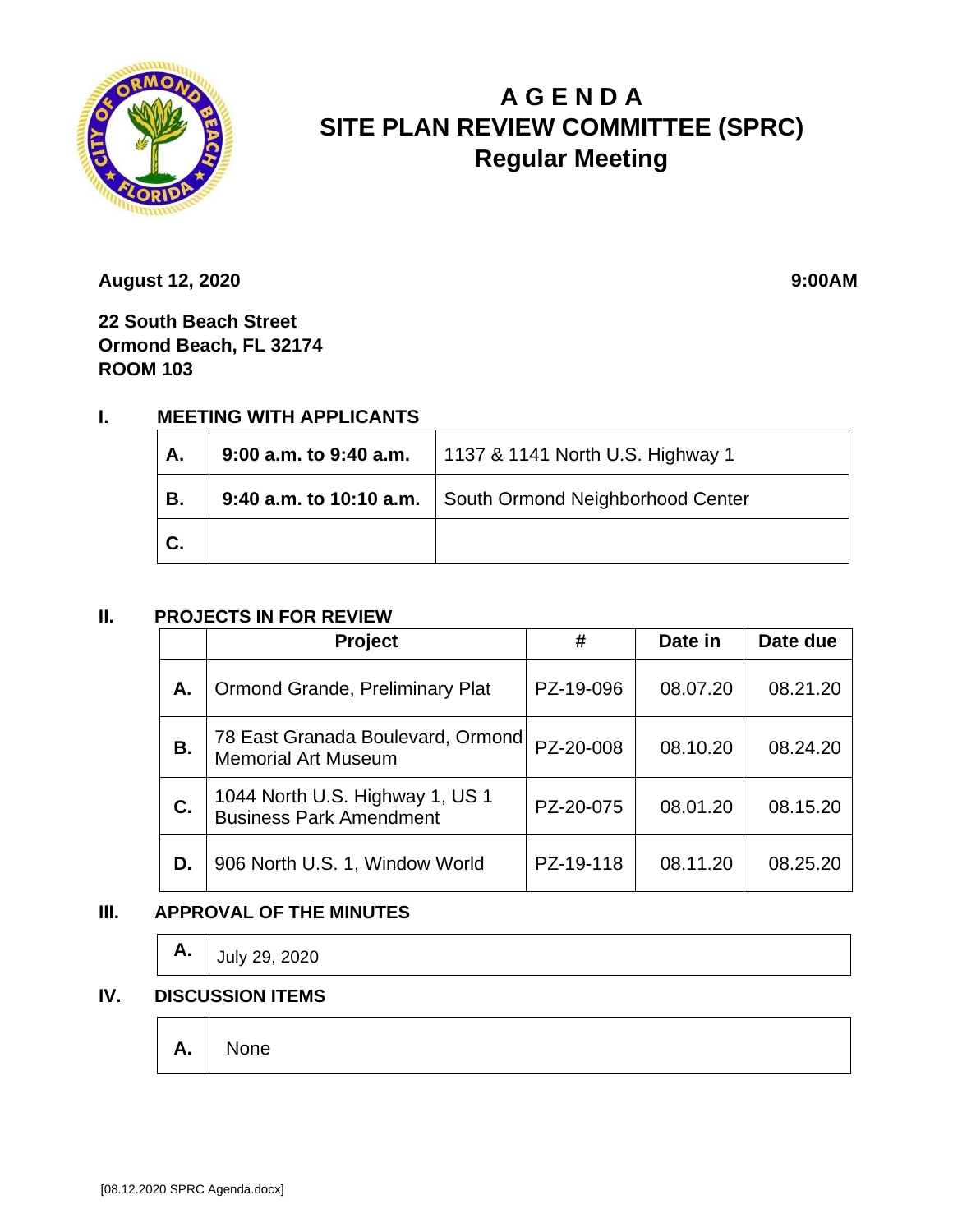# A G E N D A
# SITE PLAN REVIEW COMMITTEE (SPRC)
## Regular Meeting

**August 12, 2020** **9:00AM**

**22 South Beach Street**
**Ormond Beach, FL 32174**
**ROOM 103**

### I. MEETING WITH APPLICANTS

| | | |
|---|---|---|
| **A.** | **9:00 a.m. to 9:40 a.m.** | 1137 & 1141 North U.S. Highway 1 |
| **B.** | **9:40 a.m. to 10:10 a.m.** | South Ormond Neighborhood Center |
| **C.** | | |

### II. PROJECTS IN FOR REVIEW

| | Project | # | Date in | Date due |
|---|---|---|---|---|
| **A.** | Ormond Grande, Preliminary Plat | PZ-19-096 | 08.07.20 | 08.21.20 |
| **B.** | 78 East Granada Boulevard, Ormond Memorial Art Museum | PZ-20-008 | 08.10.20 | 08.24.20 |
| **C.** | 1044 North U.S. Highway 1, US 1 Business Park Amendment | PZ-20-075 | 08.01.20 | 08.15.20 |
| **D.** | 906 North U.S. 1, Window World | PZ-19-118 | 08.11.20 | 08.25.20 |

### III. APPROVAL OF THE MINUTES

| | |
|---|---|
| **A.** | July 29, 2020 |

### IV. DISCUSSION ITEMS

| | |
|---|---|
| **A.** | None |

[08.12.2020 SPRC Agenda.docx]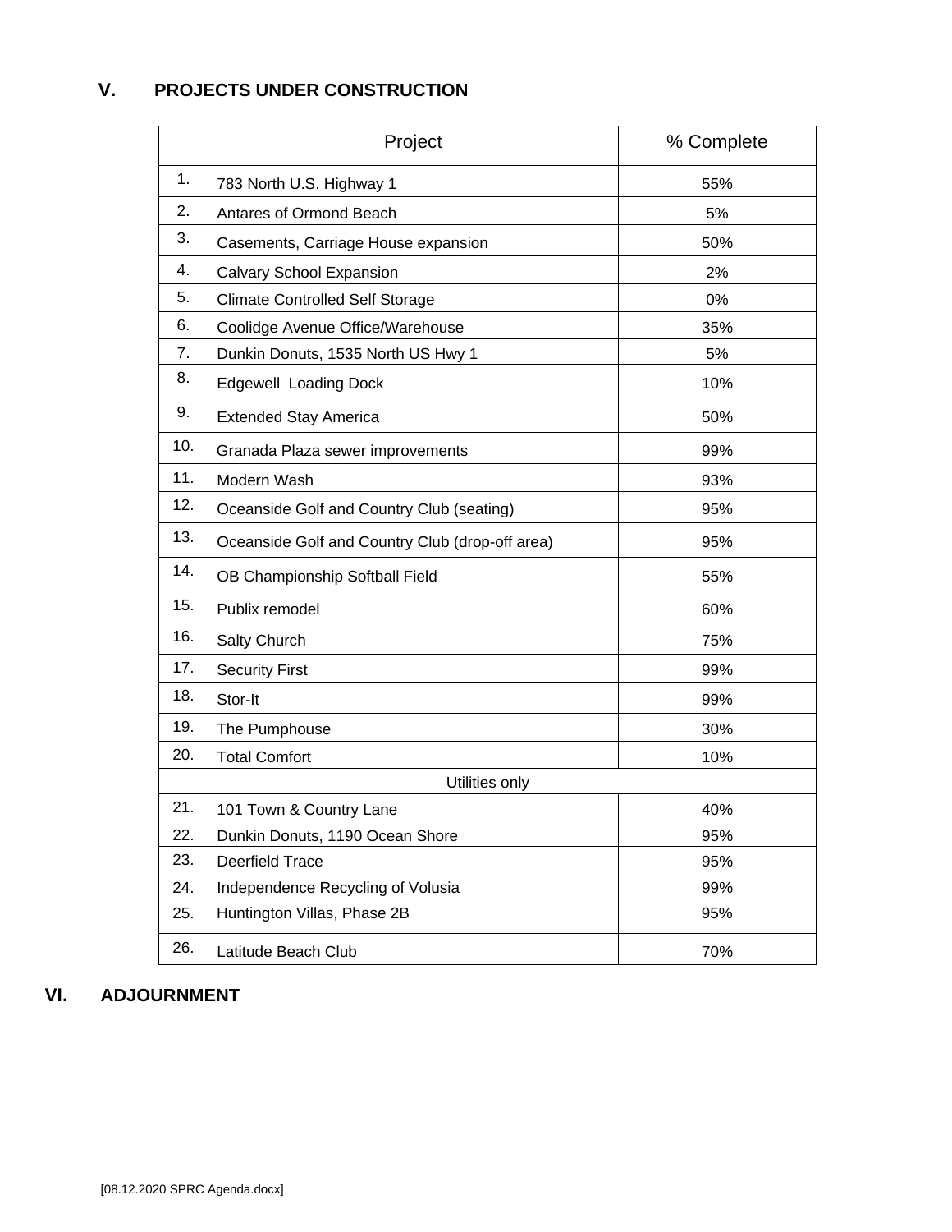## V. PROJECTS UNDER CONSTRUCTION

| | Project | % Complete |
|---|---|---|
| 1. | 783 North U.S. Highway 1 | 55% |
| 2. | Antares of Ormond Beach | 5% |
| 3. | Casements, Carriage House expansion | 50% |
| 4. | Calvary School Expansion | 2% |
| 5. | Climate Controlled Self Storage | 0% |
| 6. | Coolidge Avenue Office/Warehouse | 35% |
| 7. | Dunkin Donuts, 1535 North US Hwy 1 | 5% |
| 8. | Edgewell Loading Dock | 10% |
| 9. | Extended Stay America | 50% |
| 10. | Granada Plaza sewer improvements | 99% |
| 11. | Modern Wash | 93% |
| 12. | Oceanside Golf and Country Club (seating) | 95% |
| 13. | Oceanside Golf and Country Club (drop-off area) | 95% |
| 14. | OB Championship Softball Field | 55% |
| 15. | Publix remodel | 60% |
| 16. | Salty Church | 75% |
| 17. | Security First | 99% |
| 18. | Stor-It | 99% |
| 19. | The Pumphouse | 30% |
| 20. | Total Comfort | 10% |
| Utilities only | | |
| 21. | 101 Town & Country Lane | 40% |
| 22. | Dunkin Donuts, 1190 Ocean Shore | 95% |
| 23. | Deerfield Trace | 95% |
| 24. | Independence Recycling of Volusia | 99% |
| 25. | Huntington Villas, Phase 2B | 95% |
| 26. | Latitude Beach Club | 70% |

## VI. ADJOURNMENT